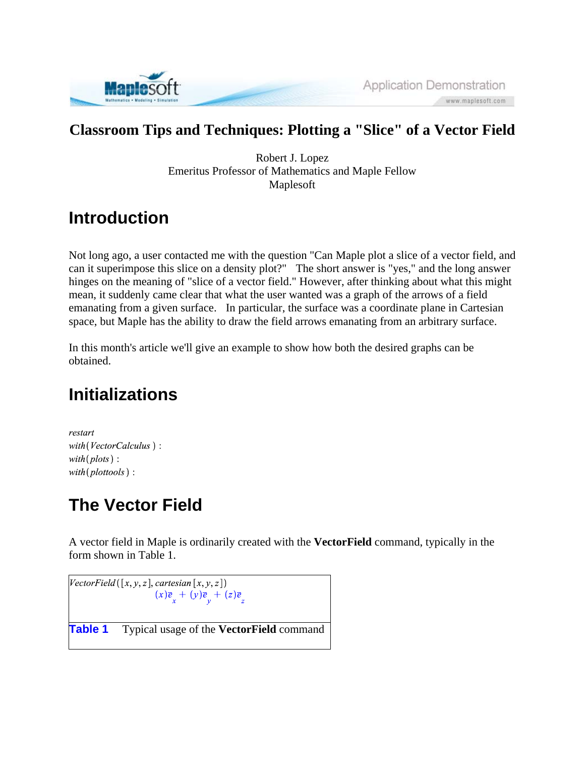# Classroom Tips and Techniques: Plotting a "Slice" of a Vector Field

Robert J. Lopez
Emeritus Professor of Mathematics and Maple Fellow
Maplesoft

## Introduction

Not long ago, a user contacted me with the question "Can Maple plot a slice of a vector field, and can it superimpose this slice on a density plot?" The short answer is "yes," and the long answer hinges on the meaning of "slice of a vector field." However, after thinking about what this might mean, it suddenly came clear that what the user wanted was a graph of the arrows of a field emanating from a given surface. In particular, the surface was a coordinate plane in Cartesian space, but Maple has the ability to draw the field arrows emanating from an arbitrary surface.

In this month's article we'll give an example to show how both the desired graphs can be obtained.

## Initializations

```
restart
with(VectorCalculus) :
with(plots) :
with(plottools) :
```

## The Vector Field

A vector field in Maple is ordinarily created with the **VectorField** command, typically in the form shown in Table 1.

| $VectorField([x, y, z], cartesian[x, y, z])$ <br> $(x)\bar{e}_x + (y)\bar{e}_y + (z)\bar{e}_z$ |
|---|
| **Table 1** Typical usage of the **VectorField** command |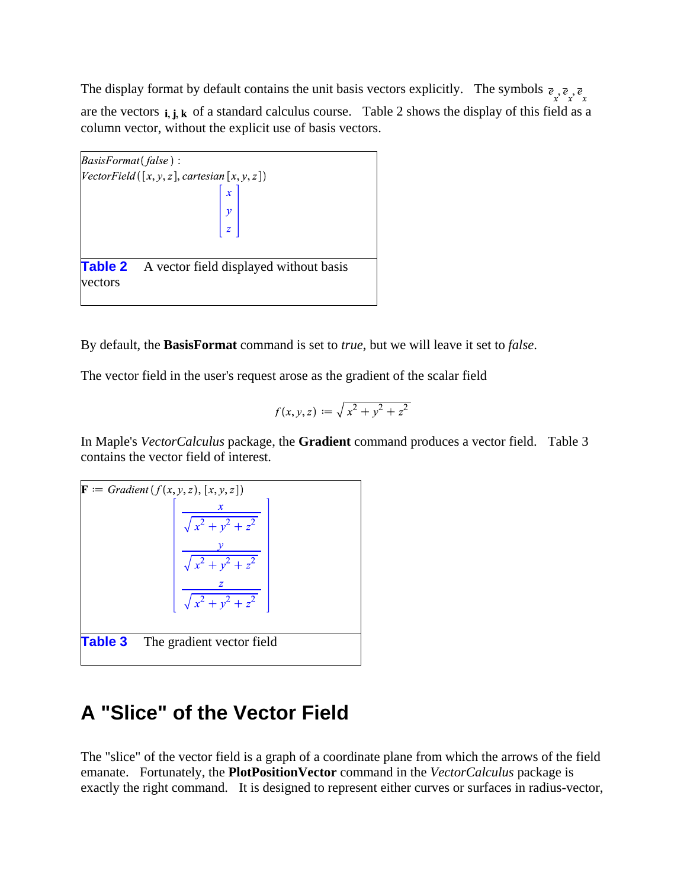The display format by default contains the unit basis vectors explicitly. The symbols $\bar{e}_x, \bar{e}_x, \bar{e}_x$ are the vectors **i**, **j**, **k** of a standard calculus course. Table 2 shows the display of this field as a column vector, without the explicit use of basis vectors.

| $BasisFormat(false)$ : $VectorField([x, y, z], cartesian[x, y, z])$ $$\begin{bmatrix} x \\ y \\ z \end{bmatrix}$$ |
|---|
| **Table 2** A vector field displayed without basis vectors |

By default, the **BasisFormat** command is set to *true*, but we will leave it set to *false*.

The vector field in the user's request arose as the gradient of the scalar field

$$f(x, y, z) := \sqrt{x^2 + y^2 + z^2}$$

In Maple's *VectorCalculus* package, the **Gradient** command produces a vector field. Table 3 contains the vector field of interest.

| $\mathbf{F} := Gradient(f(x, y, z), [x, y, z])$ $$\begin{bmatrix} \frac{x}{\sqrt{x^2 + y^2 + z^2}} \\ \frac{y}{\sqrt{x^2 + y^2 + z^2}} \\ \frac{z}{\sqrt{x^2 + y^2 + z^2}} \end{bmatrix}$$ |
|---|
| **Table 3** The gradient vector field |

## A "Slice" of the Vector Field

The "slice" of the vector field is a graph of a coordinate plane from which the arrows of the field emanate. Fortunately, the **PlotPositionVector** command in the *VectorCalculus* package is exactly the right command. It is designed to represent either curves or surfaces in radius-vector,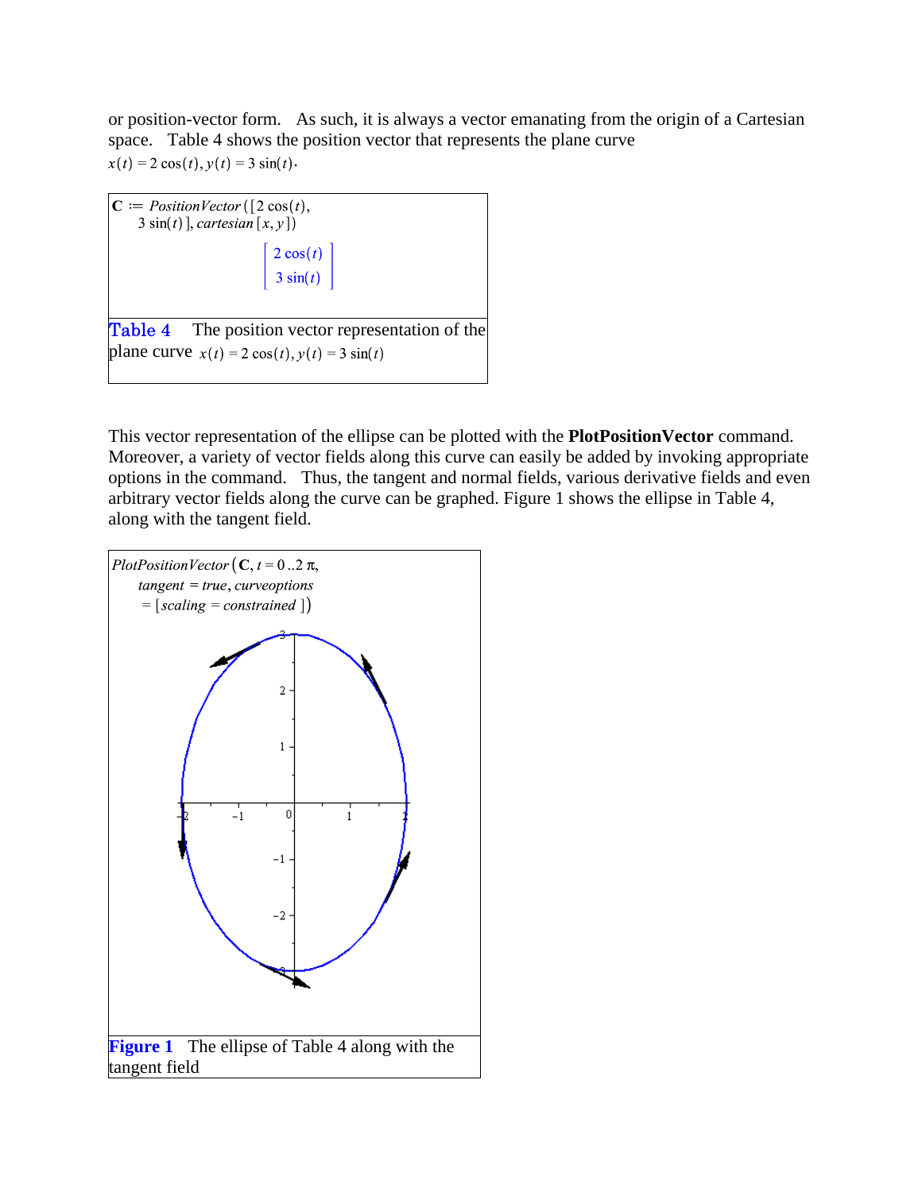or position-vector form. As such, it is always a vector emanating from the origin of a Cartesian space. Table 4 shows the position vector that represents the plane curve $x(t) = 2\cos(t), y(t) = 3\sin(t)$.

$$\mathbf{C} := \mathit{PositionVector}([2\cos(t), 3\sin(t)], \mathit{cartesian}[x, y])$$

$$\begin{bmatrix} 2\cos(t) \\ 3\sin(t) \end{bmatrix}$$

**Table 4** The position vector representation of the plane curve $x(t) = 2\cos(t), y(t) = 3\sin(t)$

This vector representation of the ellipse can be plotted with the **PlotPositionVector** command. Moreover, a variety of vector fields along this curve can easily be added by invoking appropriate options in the command. Thus, the tangent and normal fields, various derivative fields and even arbitrary vector fields along the curve can be graphed. Figure 1 shows the ellipse in Table 4, along with the tangent field.

$$\mathit{PlotPositionVector}(\mathbf{C}, t = 0..2\pi, \mathit{tangent} = \mathit{true}, \mathit{curveoptions} = [\mathit{scaling} = \mathit{constrained}])$$

**Figure 1** The ellipse of Table 4 along with the tangent field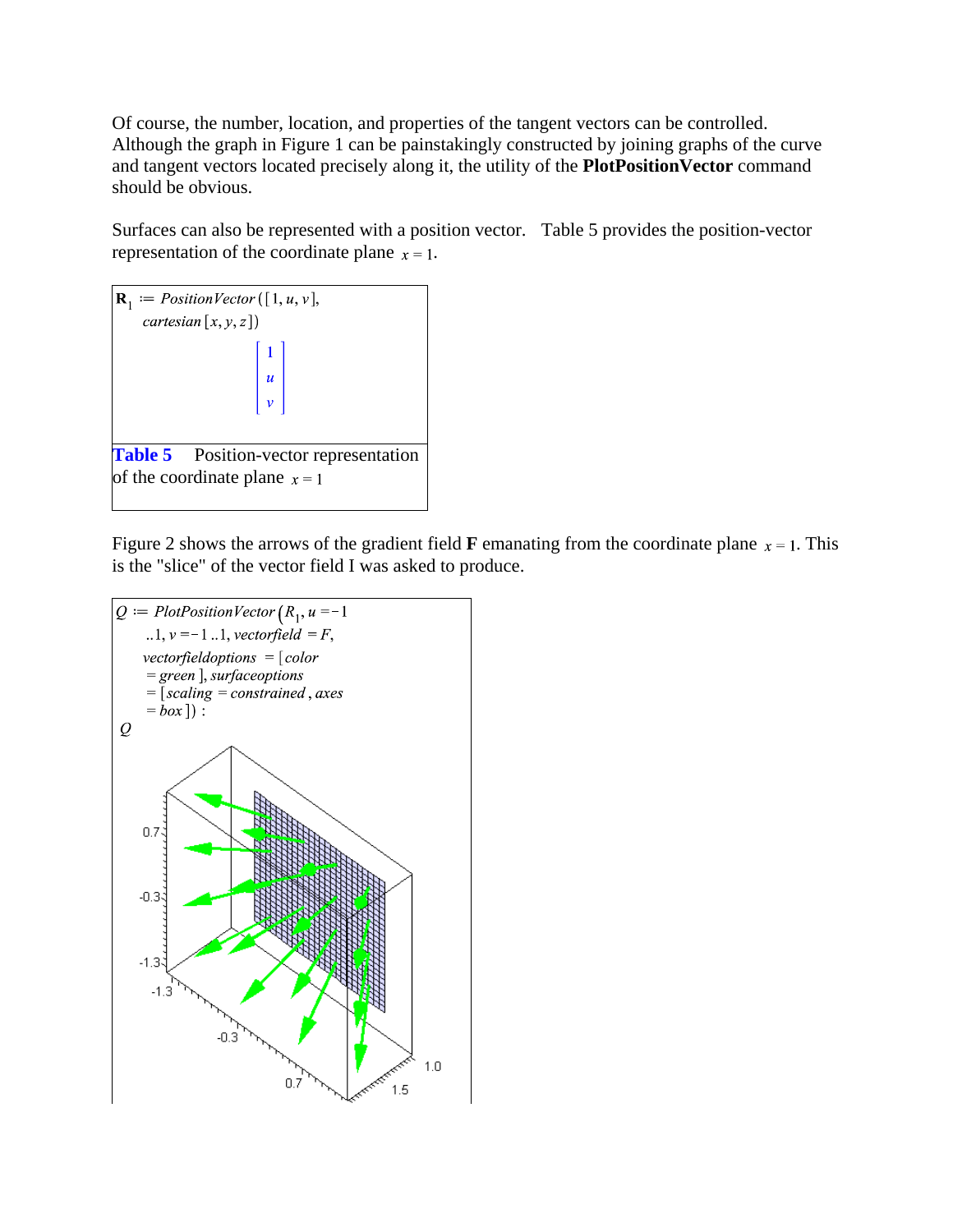Of course, the number, location, and properties of the tangent vectors can be controlled. Although the graph in Figure 1 can be painstakingly constructed by joining graphs of the curve and tangent vectors located precisely along it, the utility of the **PlotPositionVector** command should be obvious.

Surfaces can also be represented with a position vector. Table 5 provides the position-vector representation of the coordinate plane $x = 1$.

$$\mathbf{R}_1 := PositionVector([1, u, v], cartesian[x, y, z])$$

$$\begin{bmatrix} 1 \\ u \\ v \end{bmatrix}$$

**Table 5** Position-vector representation of the coordinate plane $x = 1$

Figure 2 shows the arrows of the gradient field **F** emanating from the coordinate plane $x = 1$. This is the "slice" of the vector field I was asked to produce.

$$Q := PlotPositionVector\left(R_1, u = -1 .. 1, v = -1 .. 1, vectorfield = F, vectorfieldoptions = [color = green], surfaceoptions = [scaling = constrained, axes = box]\right):$$

$Q$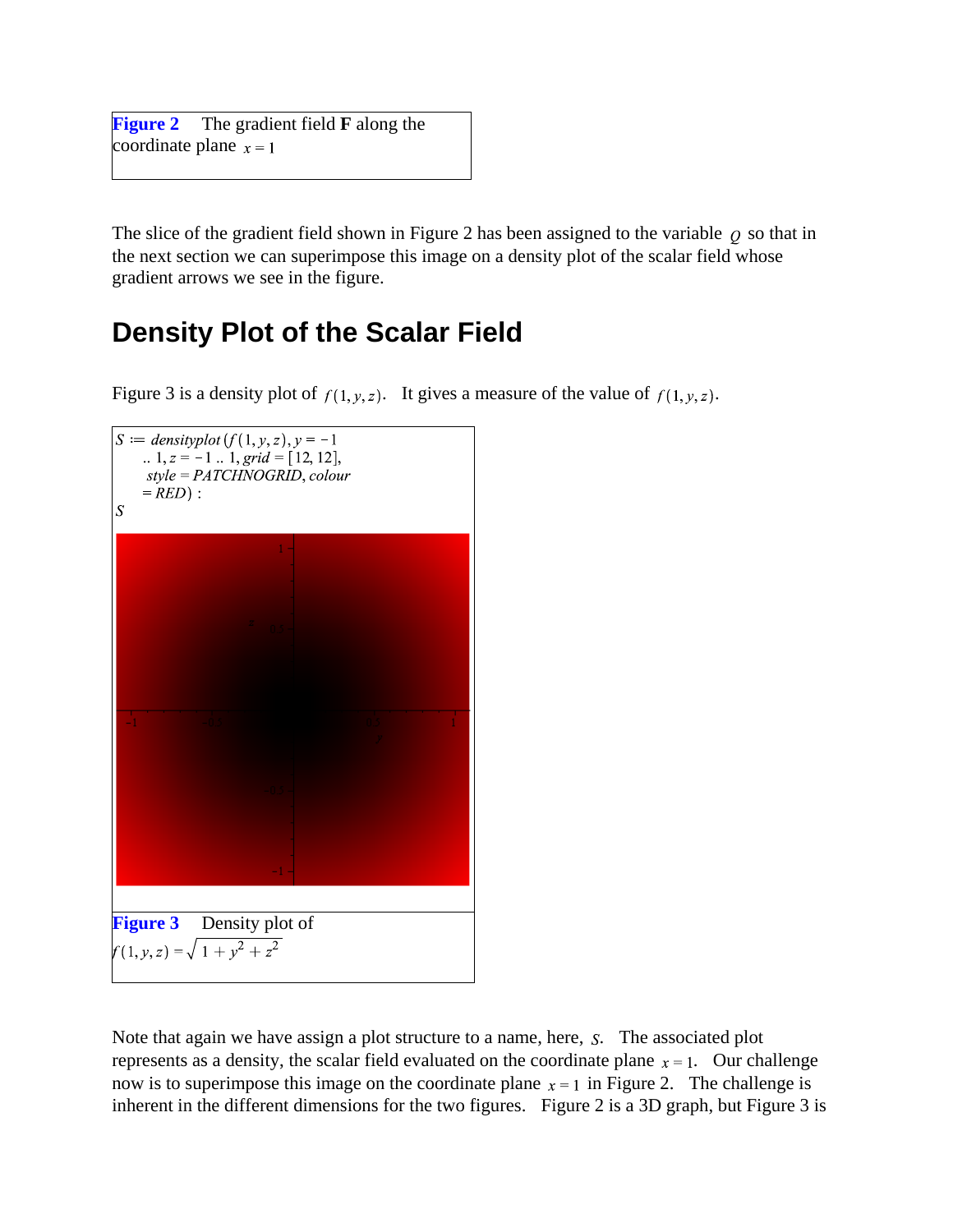**Figure 2** The gradient field **F** along the coordinate plane $x = 1$

The slice of the gradient field shown in Figure 2 has been assigned to the variable $Q$ so that in the next section we can superimpose this image on a density plot of the scalar field whose gradient arrows we see in the figure.

## Density Plot of the Scalar Field

Figure 3 is a density plot of $f(1, y, z)$. It gives a measure of the value of $f(1, y, z)$.

$S := densityplot\left(f(1, y, z), y = -1 .. 1, z = -1 .. 1, grid = [12, 12], style = PATCHNOGRID, colour = RED\right) :$

$S$

**Figure 3** Density plot of $f(1, y, z) = \sqrt{1 + y^2 + z^2}$

Note that again we have assign a plot structure to a name, here, $S$. The associated plot represents as a density, the scalar field evaluated on the coordinate plane $x = 1$. Our challenge now is to superimpose this image on the coordinate plane $x = 1$ in Figure 2. The challenge is inherent in the different dimensions for the two figures. Figure 2 is a 3D graph, but Figure 3 is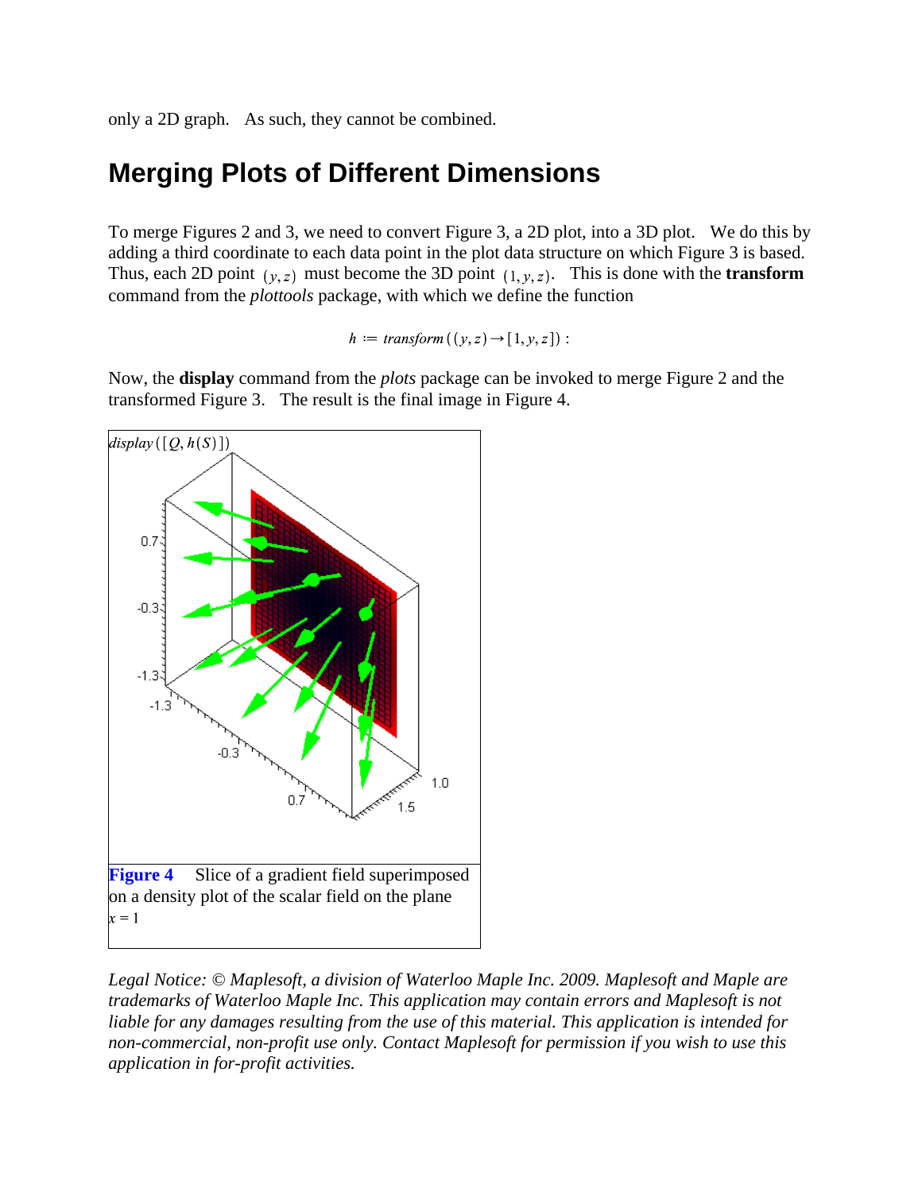only a 2D graph. As such, they cannot be combined.

## Merging Plots of Different Dimensions

To merge Figures 2 and 3, we need to convert Figure 3, a 2D plot, into a 3D plot. We do this by adding a third coordinate to each data point in the plot data structure on which Figure 3 is based. Thus, each 2D point $(y, z)$ must become the 3D point $(1, y, z)$. This is done with the **transform** command from the *plottools* package, with which we define the function

$$h := transform((y, z) \rightarrow [1, y, z]) :$$

Now, the **display** command from the *plots* package can be invoked to merge Figure 2 and the transformed Figure 3. The result is the final image in Figure 4.

$display([Q, h(S)])$

0.7
-0.3
-1.3
-1.3
-0.3
0.7
1.0
1.5

**Figure 4** Slice of a gradient field superimposed on a density plot of the scalar field on the plane $x = 1$

*Legal Notice: © Maplesoft, a division of Waterloo Maple Inc. 2009. Maplesoft and Maple are trademarks of Waterloo Maple Inc. This application may contain errors and Maplesoft is not liable for any damages resulting from the use of this material. This application is intended for non-commercial, non-profit use only. Contact Maplesoft for permission if you wish to use this application in for-profit activities.*